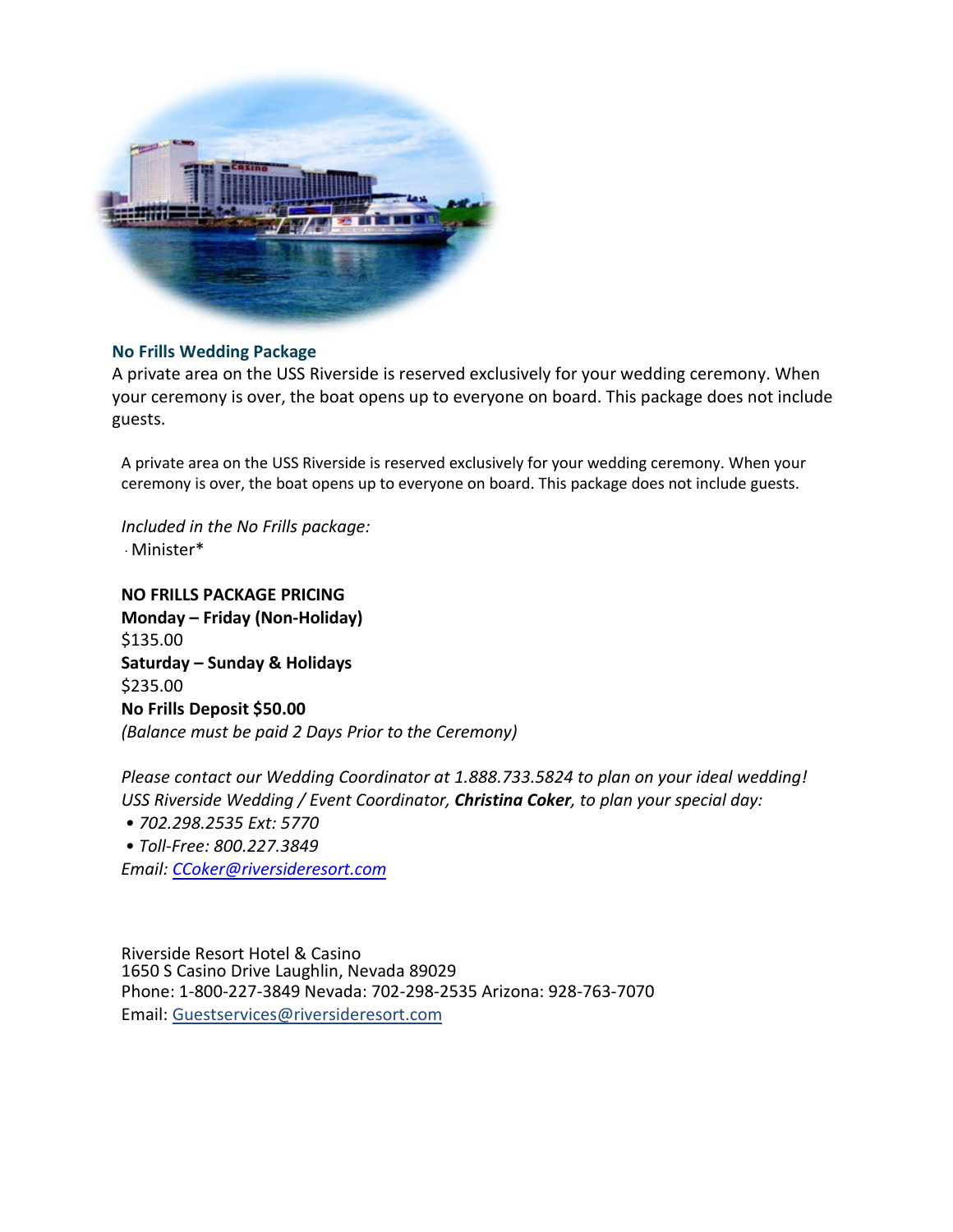### No Frills Wedding Package

A private area on the USS Riverside is reserved exclusively for your wedding ceremony. When your ceremony is over, the boat opens up to everyone on board. This package does not include guests.

A private area on the USS Riverside is reserved exclusively for your wedding ceremony. When your ceremony is over, the boat opens up to everyone on board. This package does not include guests.

*Included in the No Frills package:*

- Minister*

**NO FRILLS PACKAGE PRICING**
**Monday – Friday (Non-Holiday)**
$135.00
**Saturday – Sunday & Holidays**
$235.00
**No Frills Deposit $50.00**
*(Balance must be paid 2 Days Prior to the Ceremony)*

*Please contact our Wedding Coordinator at 1.888.733.5824 to plan on your ideal wedding!*
*USS Riverside Wedding / Event Coordinator, **Christina Coker**, to plan your special day:*

- *702.298.2535 Ext: 5770*
- *Toll-Free: 800.227.3849*

*Email: CCoker@riversideresort.com*

Riverside Resort Hotel & Casino
1650 S Casino Drive Laughlin, Nevada 89029
Phone: 1-800-227-3849 Nevada: 702-298-2535 Arizona: 928-763-7070
Email: Guestservices@riversideresort.com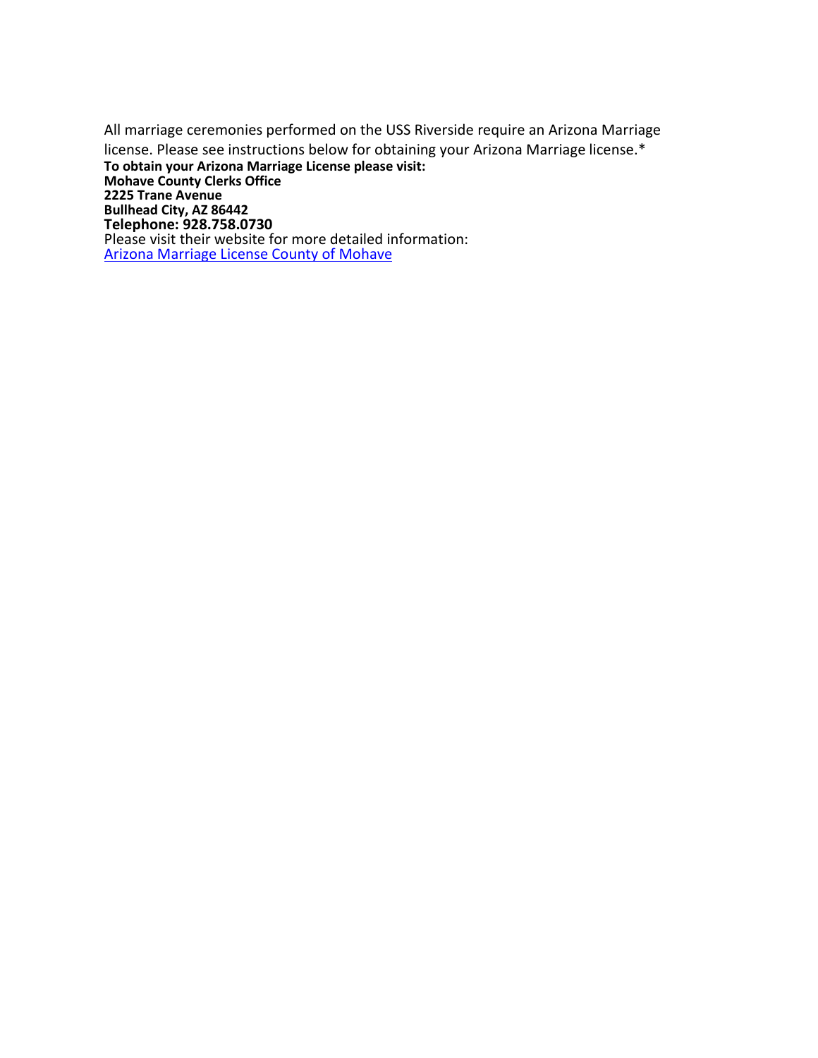All marriage ceremonies performed on the USS Riverside require an Arizona Marriage license. Please see instructions below for obtaining your Arizona Marriage license.*

**To obtain your Arizona Marriage License please visit:**
**Mohave County Clerks Office**
**2225 Trane Avenue**
**Bullhead City, AZ 86442**
**Telephone: 928.758.0730**

Please visit their website for more detailed information:
Arizona Marriage License County of Mohave